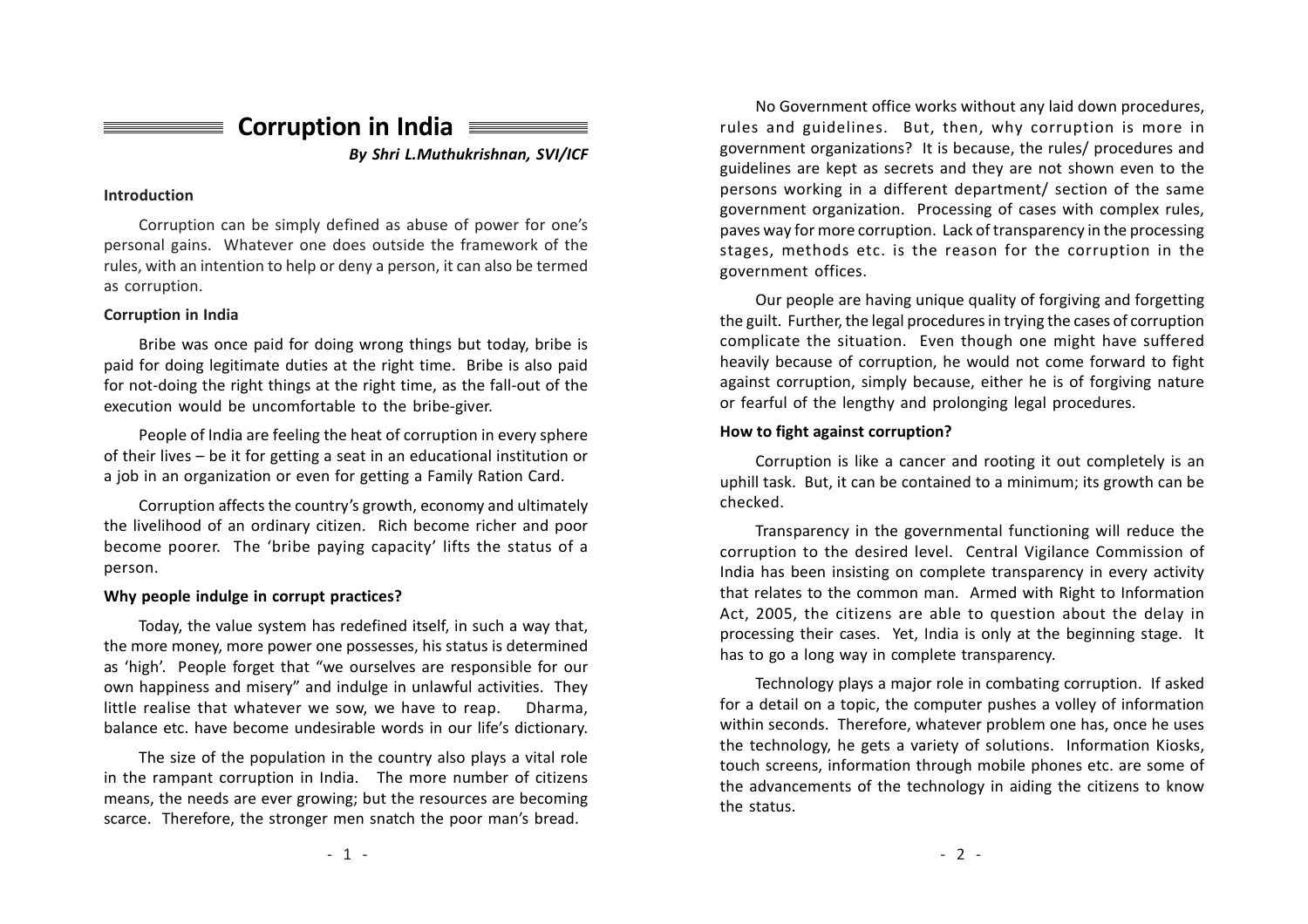# Corruption in India

*By Shri L.Muthukrishnan, SVI/ICF*

**Introduction**

Corruption can be simply defined as abuse of power for one's personal gains. Whatever one does outside the framework of the rules, with an intention to help or deny a person, it can also be termed as corruption.

**Corruption in India**

Bribe was once paid for doing wrong things but today, bribe is paid for doing legitimate duties at the right time. Bribe is also paid for not-doing the right things at the right time, as the fall-out of the execution would be uncomfortable to the bribe-giver.

People of India are feeling the heat of corruption in every sphere of their lives – be it for getting a seat in an educational institution or a job in an organization or even for getting a Family Ration Card.

Corruption affects the country's growth, economy and ultimately the livelihood of an ordinary citizen. Rich become richer and poor become poorer. The 'bribe paying capacity' lifts the status of a person.

**Why people indulge in corrupt practices?**

Today, the value system has redefined itself, in such a way that, the more money, more power one possesses, his status is determined as 'high'. People forget that "we ourselves are responsible for our own happiness and misery" and indulge in unlawful activities. They little realise that whatever we sow, we have to reap. Dharma, balance etc. have become undesirable words in our life's dictionary.

The size of the population in the country also plays a vital role in the rampant corruption in India. The more number of citizens means, the needs are ever growing; but the resources are becoming scarce. Therefore, the stronger men snatch the poor man's bread.

No Government office works without any laid down procedures, rules and guidelines. But, then, why corruption is more in government organizations? It is because, the rules/ procedures and guidelines are kept as secrets and they are not shown even to the persons working in a different department/ section of the same government organization. Processing of cases with complex rules, paves way for more corruption. Lack of transparency in the processing stages, methods etc. is the reason for the corruption in the government offices.

Our people are having unique quality of forgiving and forgetting the guilt. Further, the legal procedures in trying the cases of corruption complicate the situation. Even though one might have suffered heavily because of corruption, he would not come forward to fight against corruption, simply because, either he is of forgiving nature or fearful of the lengthy and prolonging legal procedures.

**How to fight against corruption?**

Corruption is like a cancer and rooting it out completely is an uphill task. But, it can be contained to a minimum; its growth can be checked.

Transparency in the governmental functioning will reduce the corruption to the desired level. Central Vigilance Commission of India has been insisting on complete transparency in every activity that relates to the common man. Armed with Right to Information Act, 2005, the citizens are able to question about the delay in processing their cases. Yet, India is only at the beginning stage. It has to go a long way in complete transparency.

Technology plays a major role in combating corruption. If asked for a detail on a topic, the computer pushes a volley of information within seconds. Therefore, whatever problem one has, once he uses the technology, he gets a variety of solutions. Information Kiosks, touch screens, information through mobile phones etc. are some of the advancements of the technology in aiding the citizens to know the status.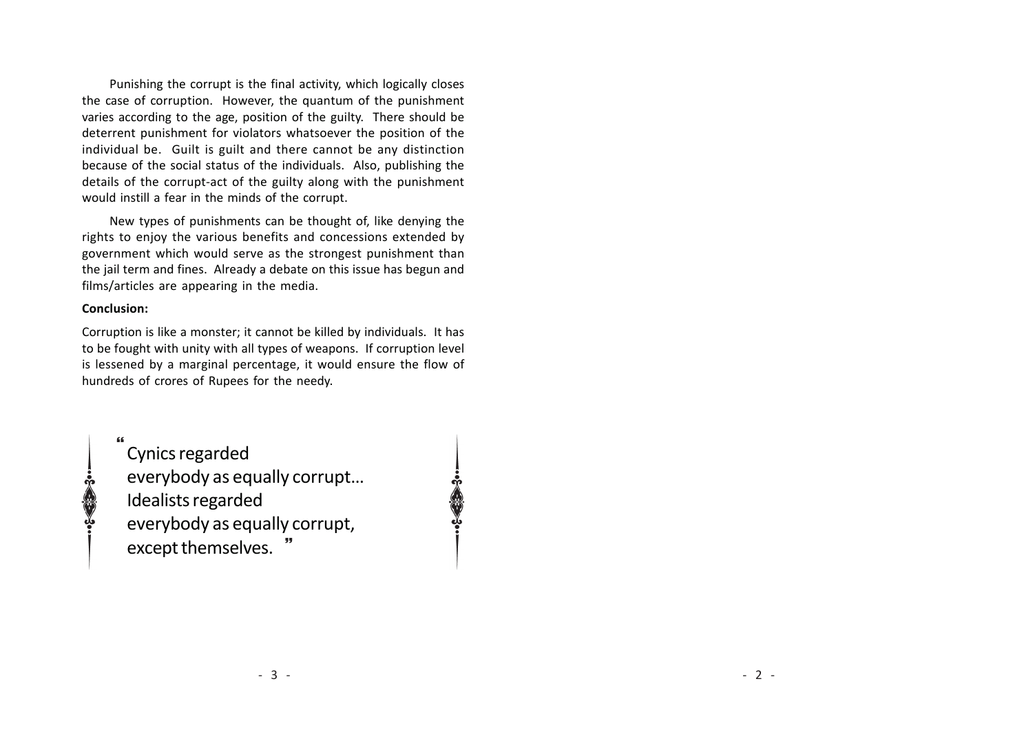Punishing the corrupt is the final activity, which logically closes the case of corruption. However, the quantum of the punishment varies according to the age, position of the guilty. There should be deterrent punishment for violators whatsoever the position of the individual be. Guilt is guilt and there cannot be any distinction because of the social status of the individuals. Also, publishing the details of the corrupt-act of the guilty along with the punishment would instill a fear in the minds of the corrupt.

New types of punishments can be thought of, like denying the rights to enjoy the various benefits and concessions extended by government which would serve as the strongest punishment than the jail term and fines. Already a debate on this issue has begun and films/articles are appearing in the media.

**Conclusion:**

Corruption is like a monster; it cannot be killed by individuals. It has to be fought with unity with all types of weapons. If corruption level is lessened by a marginal percentage, it would ensure the flow of hundreds of crores of Rupees for the needy.

> "Cynics regarded
> everybody as equally corrupt...
> Idealists regarded
> everybody as equally corrupt,
> except themselves."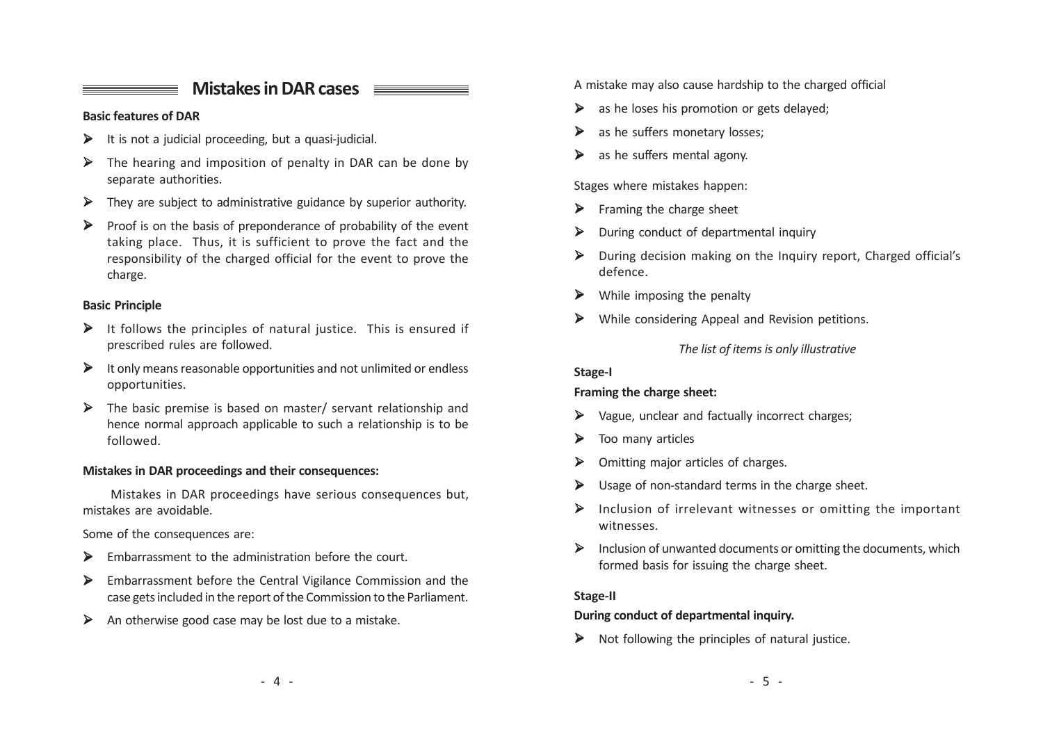## Mistakes in DAR cases

**Basic features of DAR**

- It is not a judicial proceeding, but a quasi-judicial.
- The hearing and imposition of penalty in DAR can be done by separate authorities.
- They are subject to administrative guidance by superior authority.
- Proof is on the basis of preponderance of probability of the event taking place. Thus, it is sufficient to prove the fact and the responsibility of the charged official for the event to prove the charge.

**Basic Principle**

- It follows the principles of natural justice. This is ensured if prescribed rules are followed.
- It only means reasonable opportunities and not unlimited or endless opportunities.
- The basic premise is based on master/ servant relationship and hence normal approach applicable to such a relationship is to be followed.

**Mistakes in DAR proceedings and their consequences:**

Mistakes in DAR proceedings have serious consequences but, mistakes are avoidable.

Some of the consequences are:

- Embarrassment to the administration before the court.
- Embarrassment before the Central Vigilance Commission and the case gets included in the report of the Commission to the Parliament.
- An otherwise good case may be lost due to a mistake.

A mistake may also cause hardship to the charged official

- as he loses his promotion or gets delayed;
- as he suffers monetary losses;
- as he suffers mental agony.

Stages where mistakes happen:

- Framing the charge sheet
- During conduct of departmental inquiry
- During decision making on the Inquiry report, Charged official's defence.
- While imposing the penalty
- While considering Appeal and Revision petitions.

*The list of items is only illustrative*

**Stage-I**

**Framing the charge sheet:**

- Vague, unclear and factually incorrect charges;
- Too many articles
- Omitting major articles of charges.
- Usage of non-standard terms in the charge sheet.
- Inclusion of irrelevant witnesses or omitting the important witnesses.
- Inclusion of unwanted documents or omitting the documents, which formed basis for issuing the charge sheet.

**Stage-II**

**During conduct of departmental inquiry.**

- Not following the principles of natural justice.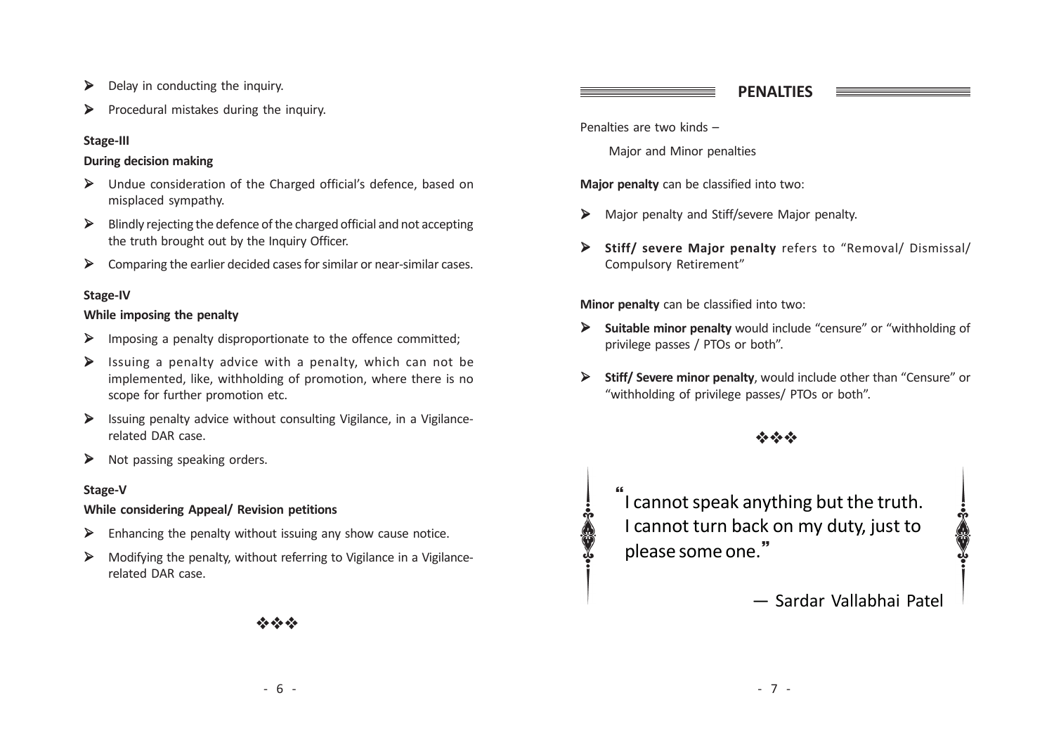- Delay in conducting the inquiry.
- Procedural mistakes during the inquiry.

**Stage-III**

**During decision making**

- Undue consideration of the Charged official's defence, based on misplaced sympathy.
- Blindly rejecting the defence of the charged official and not accepting the truth brought out by the Inquiry Officer.
- Comparing the earlier decided cases for similar or near-similar cases.

**Stage-IV**

**While imposing the penalty**

- Imposing a penalty disproportionate to the offence committed;
- Issuing a penalty advice with a penalty, which can not be implemented, like, withholding of promotion, where there is no scope for further promotion etc.
- Issuing penalty advice without consulting Vigilance, in a Vigilance-related DAR case.
- Not passing speaking orders.

**Stage-V**

**While considering Appeal/ Revision petitions**

- Enhancing the penalty without issuing any show cause notice.
- Modifying the penalty, without referring to Vigilance in a Vigilance-related DAR case.

❖❖❖

## PENALTIES

Penalties are two kinds –

Major and Minor penalties

**Major penalty** can be classified into two:

- Major penalty and Stiff/severe Major penalty.
- **Stiff/ severe Major penalty** refers to "Removal/ Dismissal/ Compulsory Retirement"

**Minor penalty** can be classified into two:

- **Suitable minor penalty** would include "censure" or "withholding of privilege passes / PTOs or both".
- **Stiff/ Severe minor penalty**, would include other than "Censure" or "withholding of privilege passes/ PTOs or both".

❖❖❖

"I cannot speak anything but the truth. I cannot turn back on my duty, just to please some one."

— Sardar Vallabhai Patel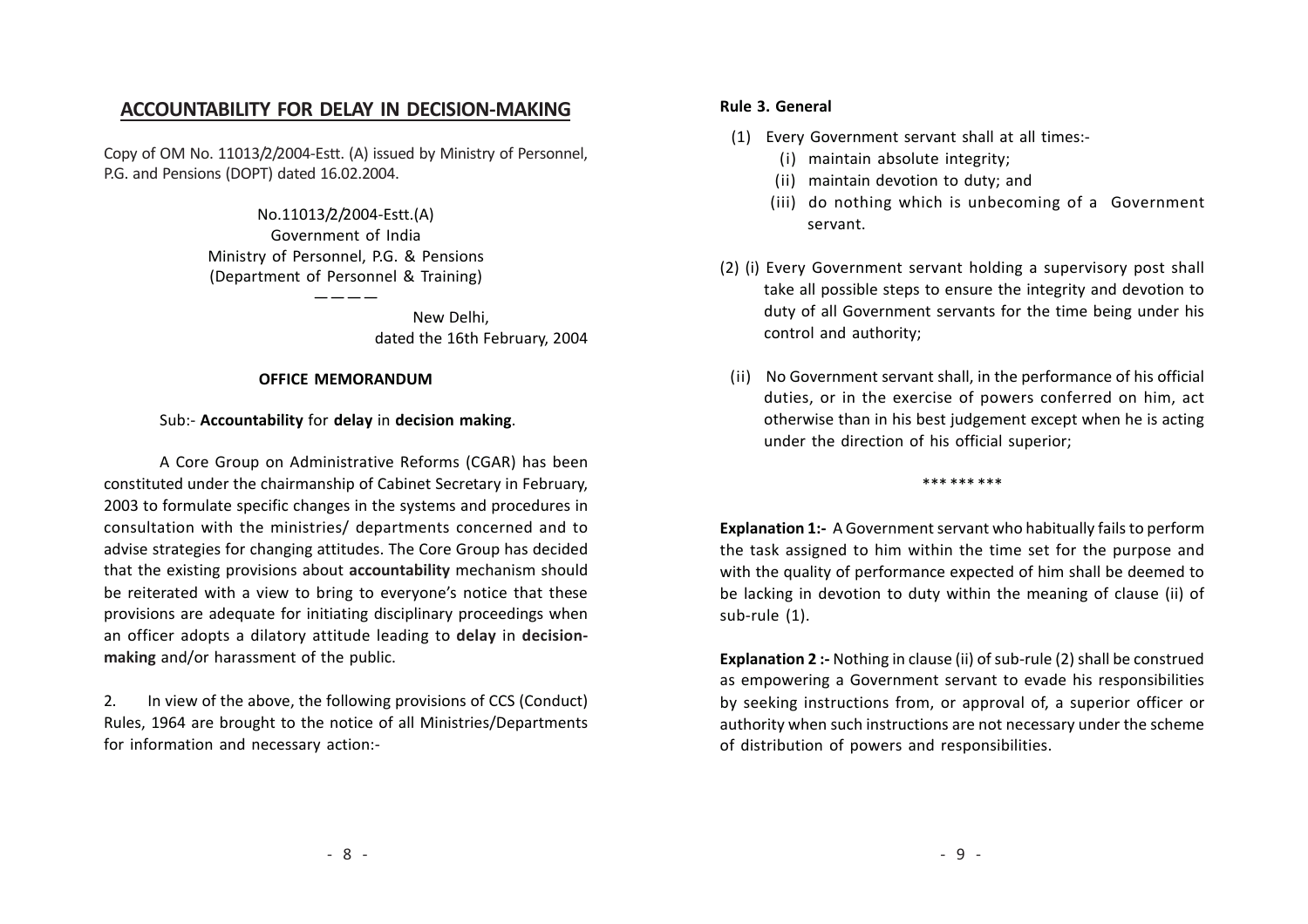## ACCOUNTABILITY FOR DELAY IN DECISION-MAKING

Copy of OM No. 11013/2/2004-Estt. (A) issued by Ministry of Personnel, P.G. and Pensions (DOPT) dated 16.02.2004.

No.11013/2/2004-Estt.(A)
Government of India
Ministry of Personnel, P.G. & Pensions
(Department of Personnel & Training)

————

New Delhi,
dated the 16th February, 2004

**OFFICE MEMORANDUM**

Sub:- **Accountability** for **delay** in **decision making**.

A Core Group on Administrative Reforms (CGAR) has been constituted under the chairmanship of Cabinet Secretary in February, 2003 to formulate specific changes in the systems and procedures in consultation with the ministries/ departments concerned and to advise strategies for changing attitudes. The Core Group has decided that the existing provisions about **accountability** mechanism should be reiterated with a view to bring to everyone's notice that these provisions are adequate for initiating disciplinary proceedings when an officer adopts a dilatory attitude leading to **delay** in **decision-making** and/or harassment of the public.

2. In view of the above, the following provisions of CCS (Conduct) Rules, 1964 are brought to the notice of all Ministries/Departments for information and necessary action:-

**Rule 3. General**

(1) Every Government servant shall at all times:-

(i) maintain absolute integrity;

(ii) maintain devotion to duty; and

(iii) do nothing which is unbecoming of a Government servant.

(2) (i) Every Government servant holding a supervisory post shall take all possible steps to ensure the integrity and devotion to duty of all Government servants for the time being under his control and authority;

(ii) No Government servant shall, in the performance of his official duties, or in the exercise of powers conferred on him, act otherwise than in his best judgement except when he is acting under the direction of his official superior;

*** *** ***

**Explanation 1:-** A Government servant who habitually fails to perform the task assigned to him within the time set for the purpose and with the quality of performance expected of him shall be deemed to be lacking in devotion to duty within the meaning of clause (ii) of sub-rule (1).

**Explanation 2 :-** Nothing in clause (ii) of sub-rule (2) shall be construed as empowering a Government servant to evade his responsibilities by seeking instructions from, or approval of, a superior officer or authority when such instructions are not necessary under the scheme of distribution of powers and responsibilities.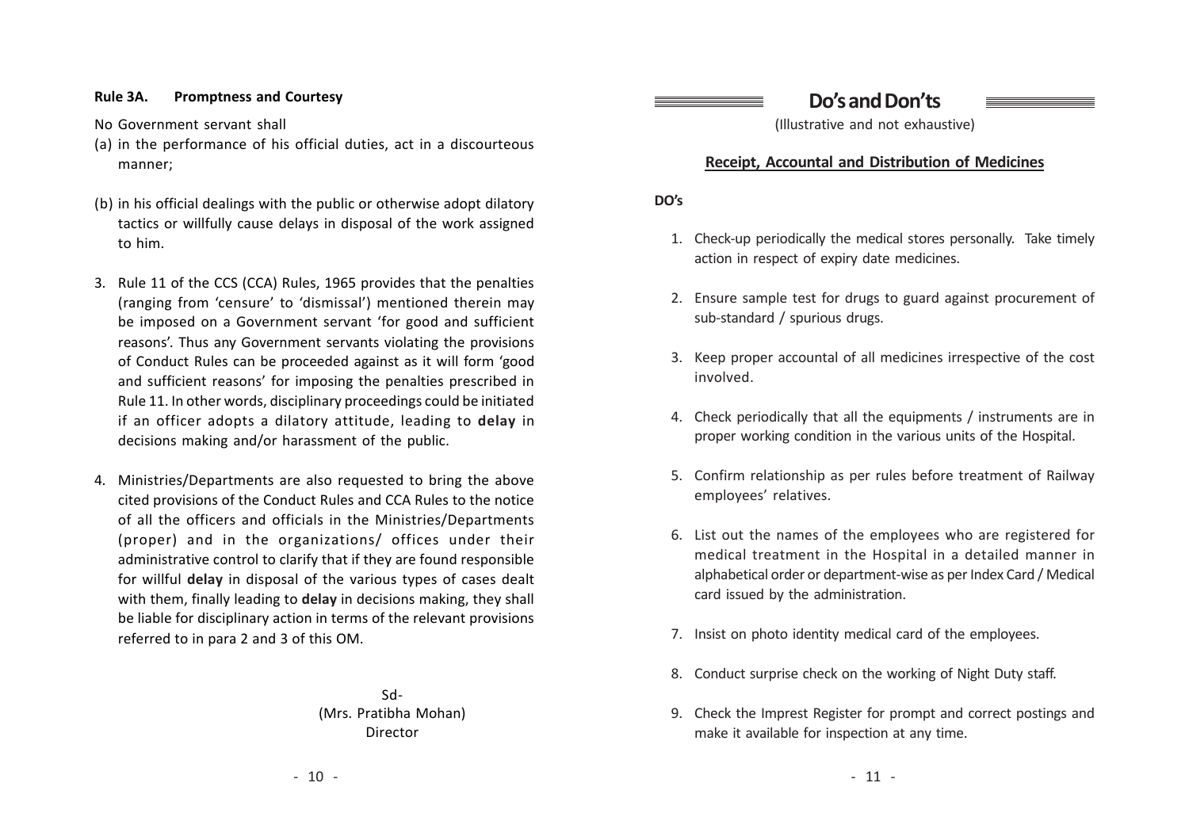**Rule 3A. Promptness and Courtesy**

No Government servant shall

(a) in the performance of his official duties, act in a discourteous manner;

(b) in his official dealings with the public or otherwise adopt dilatory tactics or willfully cause delays in disposal of the work assigned to him.

3. Rule 11 of the CCS (CCA) Rules, 1965 provides that the penalties (ranging from 'censure' to 'dismissal') mentioned therein may be imposed on a Government servant 'for good and sufficient reasons'. Thus any Government servants violating the provisions of Conduct Rules can be proceeded against as it will form 'good and sufficient reasons' for imposing the penalties prescribed in Rule 11. In other words, disciplinary proceedings could be initiated if an officer adopts a dilatory attitude, leading to **delay** in decisions making and/or harassment of the public.

4. Ministries/Departments are also requested to bring the above cited provisions of the Conduct Rules and CCA Rules to the notice of all the officers and officials in the Ministries/Departments (proper) and in the organizations/ offices under their administrative control to clarify that if they are found responsible for willful **delay** in disposal of the various types of cases dealt with them, finally leading to **delay** in decisions making, they shall be liable for disciplinary action in terms of the relevant provisions referred to in para 2 and 3 of this OM.

Sd-
(Mrs. Pratibha Mohan)
Director

# Do's and Don'ts

(Illustrative and not exhaustive)

## Receipt, Accountal and Distribution of Medicines

**DO's**

1. Check-up periodically the medical stores personally. Take timely action in respect of expiry date medicines.
2. Ensure sample test for drugs to guard against procurement of sub-standard / spurious drugs.
3. Keep proper accountal of all medicines irrespective of the cost involved.
4. Check periodically that all the equipments / instruments are in proper working condition in the various units of the Hospital.
5. Confirm relationship as per rules before treatment of Railway employees' relatives.
6. List out the names of the employees who are registered for medical treatment in the Hospital in a detailed manner in alphabetical order or department-wise as per Index Card / Medical card issued by the administration.
7. Insist on photo identity medical card of the employees.
8. Conduct surprise check on the working of Night Duty staff.
9. Check the Imprest Register for prompt and correct postings and make it available for inspection at any time.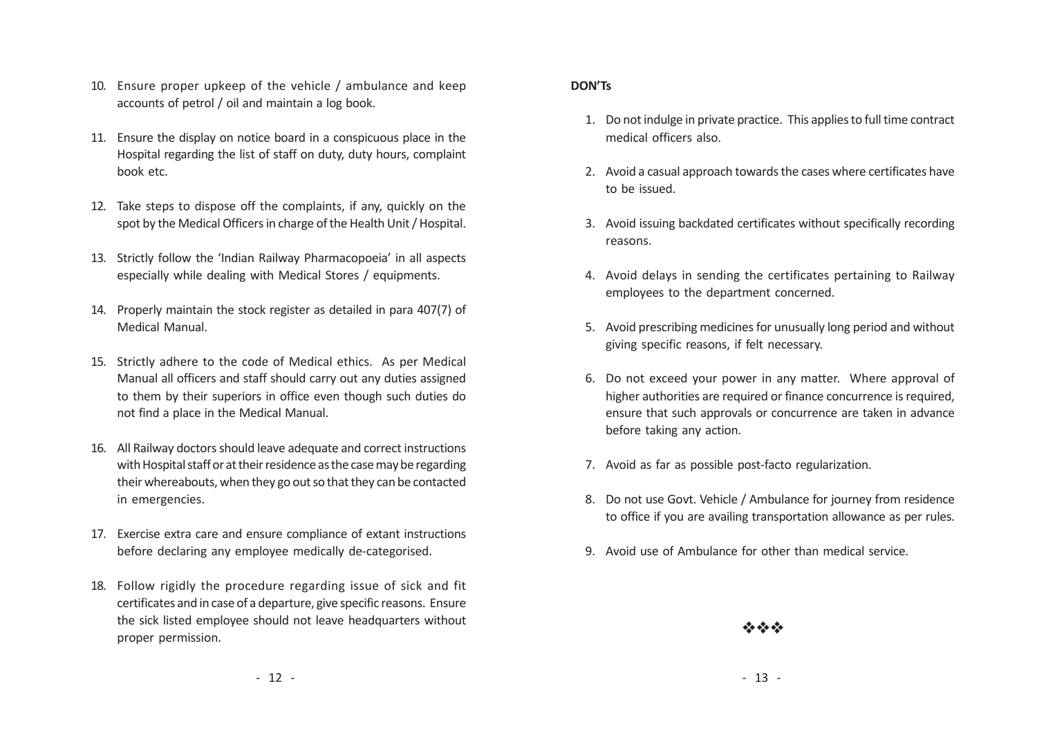10. Ensure proper upkeep of the vehicle / ambulance and keep accounts of petrol / oil and maintain a log book.

11. Ensure the display on notice board in a conspicuous place in the Hospital regarding the list of staff on duty, duty hours, complaint book etc.

12. Take steps to dispose off the complaints, if any, quickly on the spot by the Medical Officers in charge of the Health Unit / Hospital.

13. Strictly follow the 'Indian Railway Pharmacopoeia' in all aspects especially while dealing with Medical Stores / equipments.

14. Properly maintain the stock register as detailed in para 407(7) of Medical Manual.

15. Strictly adhere to the code of Medical ethics. As per Medical Manual all officers and staff should carry out any duties assigned to them by their superiors in office even though such duties do not find a place in the Medical Manual.

16. All Railway doctors should leave adequate and correct instructions with Hospital staff or at their residence as the case may be regarding their whereabouts, when they go out so that they can be contacted in emergencies.

17. Exercise extra care and ensure compliance of extant instructions before declaring any employee medically de-categorised.

18. Follow rigidly the procedure regarding issue of sick and fit certificates and in case of a departure, give specific reasons. Ensure the sick listed employee should not leave headquarters without proper permission.

**DON'Ts**

1. Do not indulge in private practice. This applies to full time contract medical officers also.

2. Avoid a casual approach towards the cases where certificates have to be issued.

3. Avoid issuing backdated certificates without specifically recording reasons.

4. Avoid delays in sending the certificates pertaining to Railway employees to the department concerned.

5. Avoid prescribing medicines for unusually long period and without giving specific reasons, if felt necessary.

6. Do not exceed your power in any matter. Where approval of higher authorities are required or finance concurrence is required, ensure that such approvals or concurrence are taken in advance before taking any action.

7. Avoid as far as possible post-facto regularization.

8. Do not use Govt. Vehicle / Ambulance for journey from residence to office if you are availing transportation allowance as per rules.

9. Avoid use of Ambulance for other than medical service.

❖❖❖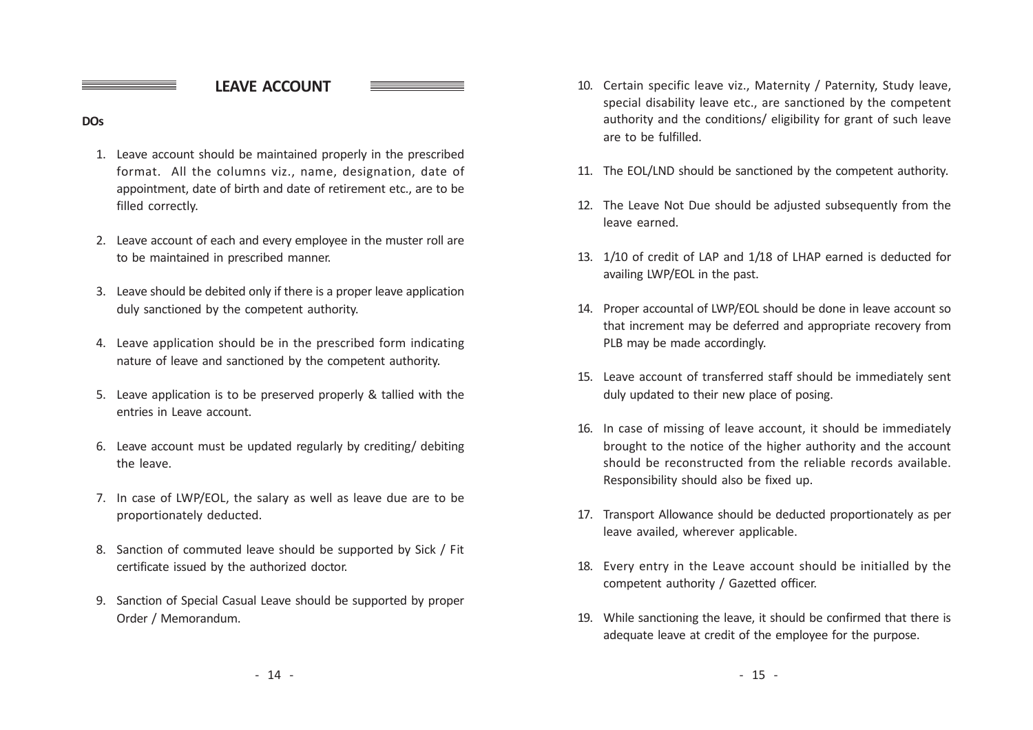## LEAVE ACCOUNT

**DOs**

1. Leave account should be maintained properly in the prescribed format. All the columns viz., name, designation, date of appointment, date of birth and date of retirement etc., are to be filled correctly.

2. Leave account of each and every employee in the muster roll are to be maintained in prescribed manner.

3. Leave should be debited only if there is a proper leave application duly sanctioned by the competent authority.

4. Leave application should be in the prescribed form indicating nature of leave and sanctioned by the competent authority.

5. Leave application is to be preserved properly & tallied with the entries in Leave account.

6. Leave account must be updated regularly by crediting/ debiting the leave.

7. In case of LWP/EOL, the salary as well as leave due are to be proportionately deducted.

8. Sanction of commuted leave should be supported by Sick / Fit certificate issued by the authorized doctor.

9. Sanction of Special Casual Leave should be supported by proper Order / Memorandum.

10. Certain specific leave viz., Maternity / Paternity, Study leave, special disability leave etc., are sanctioned by the competent authority and the conditions/ eligibility for grant of such leave are to be fulfilled.

11. The EOL/LND should be sanctioned by the competent authority.

12. The Leave Not Due should be adjusted subsequently from the leave earned.

13. 1/10 of credit of LAP and 1/18 of LHAP earned is deducted for availing LWP/EOL in the past.

14. Proper accountal of LWP/EOL should be done in leave account so that increment may be deferred and appropriate recovery from PLB may be made accordingly.

15. Leave account of transferred staff should be immediately sent duly updated to their new place of posing.

16. In case of missing of leave account, it should be immediately brought to the notice of the higher authority and the account should be reconstructed from the reliable records available. Responsibility should also be fixed up.

17. Transport Allowance should be deducted proportionately as per leave availed, wherever applicable.

18. Every entry in the Leave account should be initialled by the competent authority / Gazetted officer.

19. While sanctioning the leave, it should be confirmed that there is adequate leave at credit of the employee for the purpose.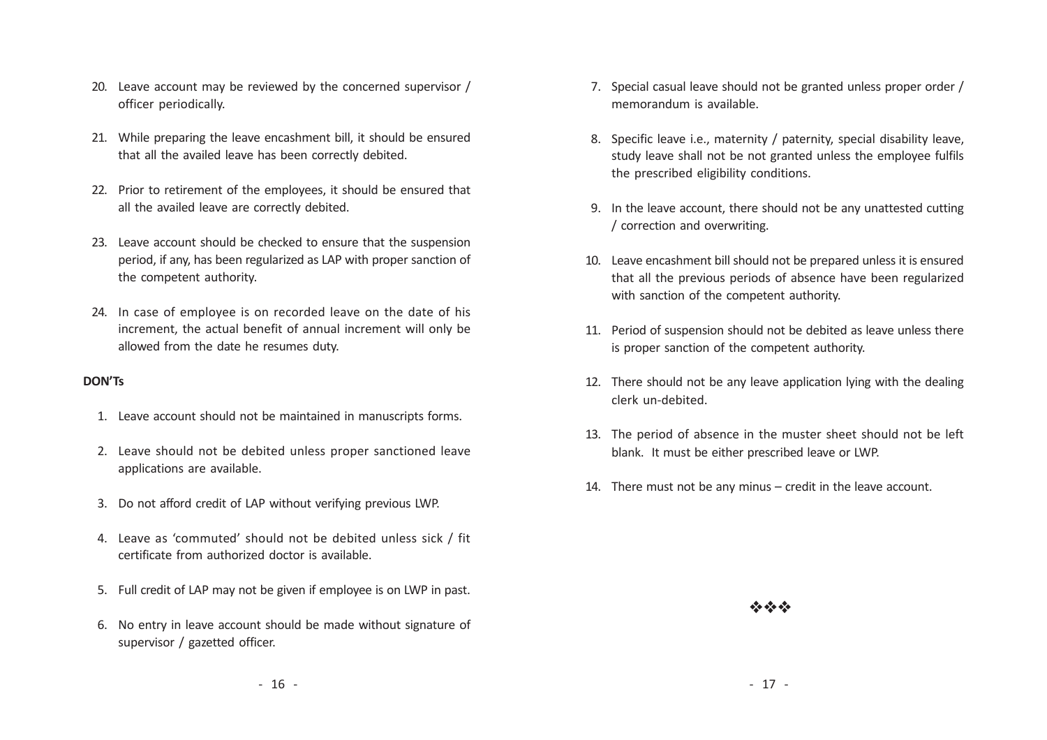20. Leave account may be reviewed by the concerned supervisor / officer periodically.

21. While preparing the leave encashment bill, it should be ensured that all the availed leave has been correctly debited.

22. Prior to retirement of the employees, it should be ensured that all the availed leave are correctly debited.

23. Leave account should be checked to ensure that the suspension period, if any, has been regularized as LAP with proper sanction of the competent authority.

24. In case of employee is on recorded leave on the date of his increment, the actual benefit of annual increment will only be allowed from the date he resumes duty.

**DON'Ts**

1. Leave account should not be maintained in manuscripts forms.

2. Leave should not be debited unless proper sanctioned leave applications are available.

3. Do not afford credit of LAP without verifying previous LWP.

4. Leave as 'commuted' should not be debited unless sick / fit certificate from authorized doctor is available.

5. Full credit of LAP may not be given if employee is on LWP in past.

6. No entry in leave account should be made without signature of supervisor / gazetted officer.

7. Special casual leave should not be granted unless proper order / memorandum is available.

8. Specific leave i.e., maternity / paternity, special disability leave, study leave shall not be not granted unless the employee fulfils the prescribed eligibility conditions.

9. In the leave account, there should not be any unattested cutting / correction and overwriting.

10. Leave encashment bill should not be prepared unless it is ensured that all the previous periods of absence have been regularized with sanction of the competent authority.

11. Period of suspension should not be debited as leave unless there is proper sanction of the competent authority.

12. There should not be any leave application lying with the dealing clerk un-debited.

13. The period of absence in the muster sheet should not be left blank. It must be either prescribed leave or LWP.

14. There must not be any minus – credit in the leave account.

❖❖❖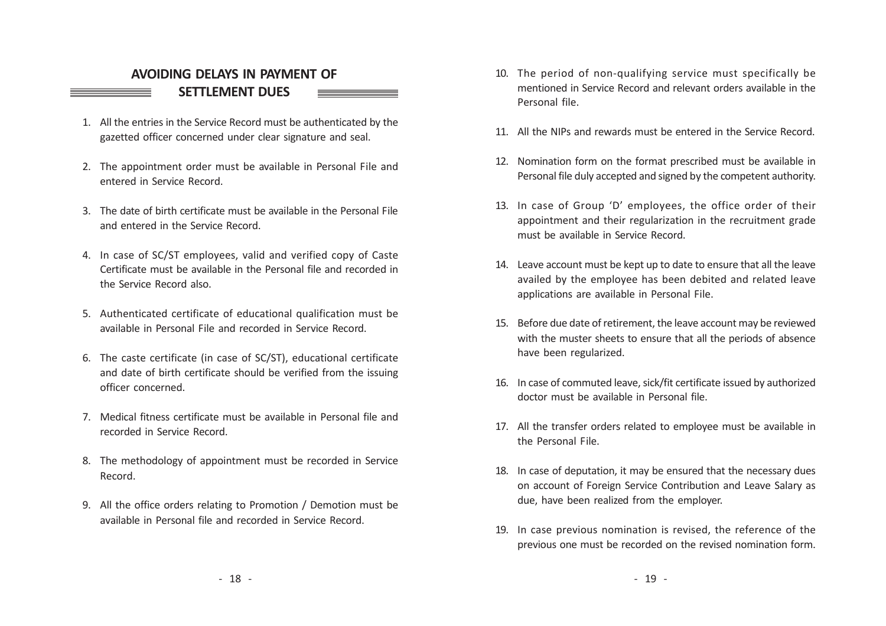## AVOIDING DELAYS IN PAYMENT OF SETTLEMENT DUES

1. All the entries in the Service Record must be authenticated by the gazetted officer concerned under clear signature and seal.

2. The appointment order must be available in Personal File and entered in Service Record.

3. The date of birth certificate must be available in the Personal File and entered in the Service Record.

4. In case of SC/ST employees, valid and verified copy of Caste Certificate must be available in the Personal file and recorded in the Service Record also.

5. Authenticated certificate of educational qualification must be available in Personal File and recorded in Service Record.

6. The caste certificate (in case of SC/ST), educational certificate and date of birth certificate should be verified from the issuing officer concerned.

7. Medical fitness certificate must be available in Personal file and recorded in Service Record.

8. The methodology of appointment must be recorded in Service Record.

9. All the office orders relating to Promotion / Demotion must be available in Personal file and recorded in Service Record.

10. The period of non-qualifying service must specifically be mentioned in Service Record and relevant orders available in the Personal file.

11. All the NIPs and rewards must be entered in the Service Record.

12. Nomination form on the format prescribed must be available in Personal file duly accepted and signed by the competent authority.

13. In case of Group 'D' employees, the office order of their appointment and their regularization in the recruitment grade must be available in Service Record.

14. Leave account must be kept up to date to ensure that all the leave availed by the employee has been debited and related leave applications are available in Personal File.

15. Before due date of retirement, the leave account may be reviewed with the muster sheets to ensure that all the periods of absence have been regularized.

16. In case of commuted leave, sick/fit certificate issued by authorized doctor must be available in Personal file.

17. All the transfer orders related to employee must be available in the Personal File.

18. In case of deputation, it may be ensured that the necessary dues on account of Foreign Service Contribution and Leave Salary as due, have been realized from the employer.

19. In case previous nomination is revised, the reference of the previous one must be recorded on the revised nomination form.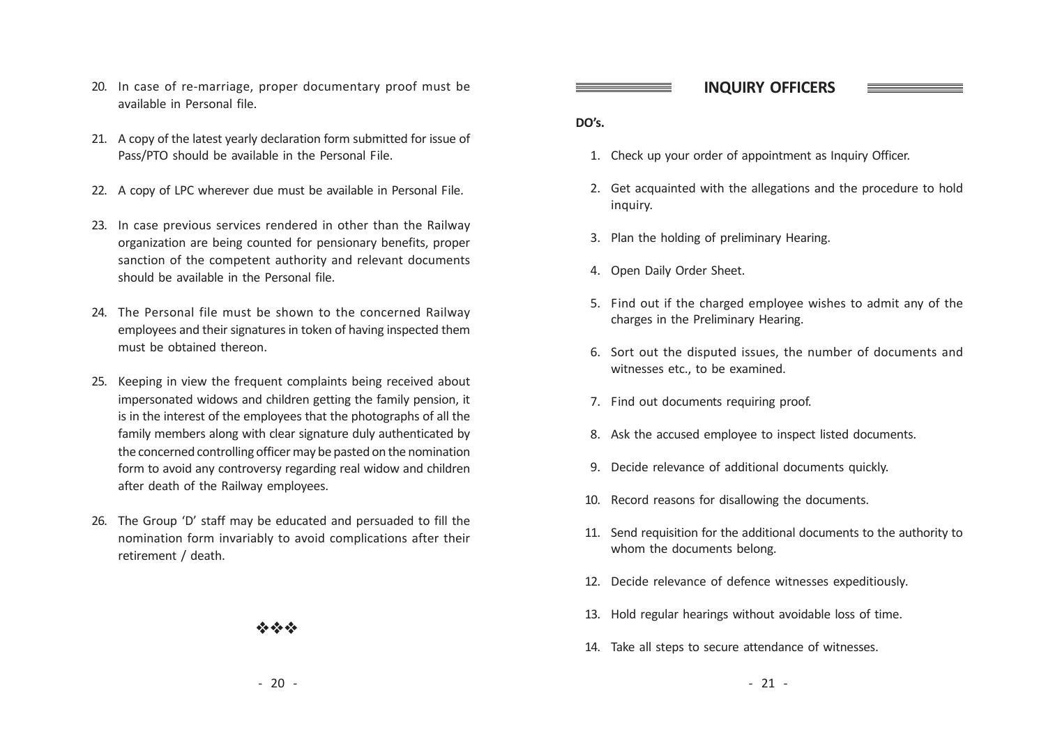20. In case of re-marriage, proper documentary proof must be available in Personal file.

21. A copy of the latest yearly declaration form submitted for issue of Pass/PTO should be available in the Personal File.

22. A copy of LPC wherever due must be available in Personal File.

23. In case previous services rendered in other than the Railway organization are being counted for pensionary benefits, proper sanction of the competent authority and relevant documents should be available in the Personal file.

24. The Personal file must be shown to the concerned Railway employees and their signatures in token of having inspected them must be obtained thereon.

25. Keeping in view the frequent complaints being received about impersonated widows and children getting the family pension, it is in the interest of the employees that the photographs of all the family members along with clear signature duly authenticated by the concerned controlling officer may be pasted on the nomination form to avoid any controversy regarding real widow and children after death of the Railway employees.

26. The Group 'D' staff may be educated and persuaded to fill the nomination form invariably to avoid complications after their retirement / death.

❖❖❖

## INQUIRY OFFICERS

**DO's.**

1. Check up your order of appointment as Inquiry Officer.
2. Get acquainted with the allegations and the procedure to hold inquiry.
3. Plan the holding of preliminary Hearing.
4. Open Daily Order Sheet.
5. Find out if the charged employee wishes to admit any of the charges in the Preliminary Hearing.
6. Sort out the disputed issues, the number of documents and witnesses etc., to be examined.
7. Find out documents requiring proof.
8. Ask the accused employee to inspect listed documents.
9. Decide relevance of additional documents quickly.
10. Record reasons for disallowing the documents.
11. Send requisition for the additional documents to the authority to whom the documents belong.
12. Decide relevance of defence witnesses expeditiously.
13. Hold regular hearings without avoidable loss of time.
14. Take all steps to secure attendance of witnesses.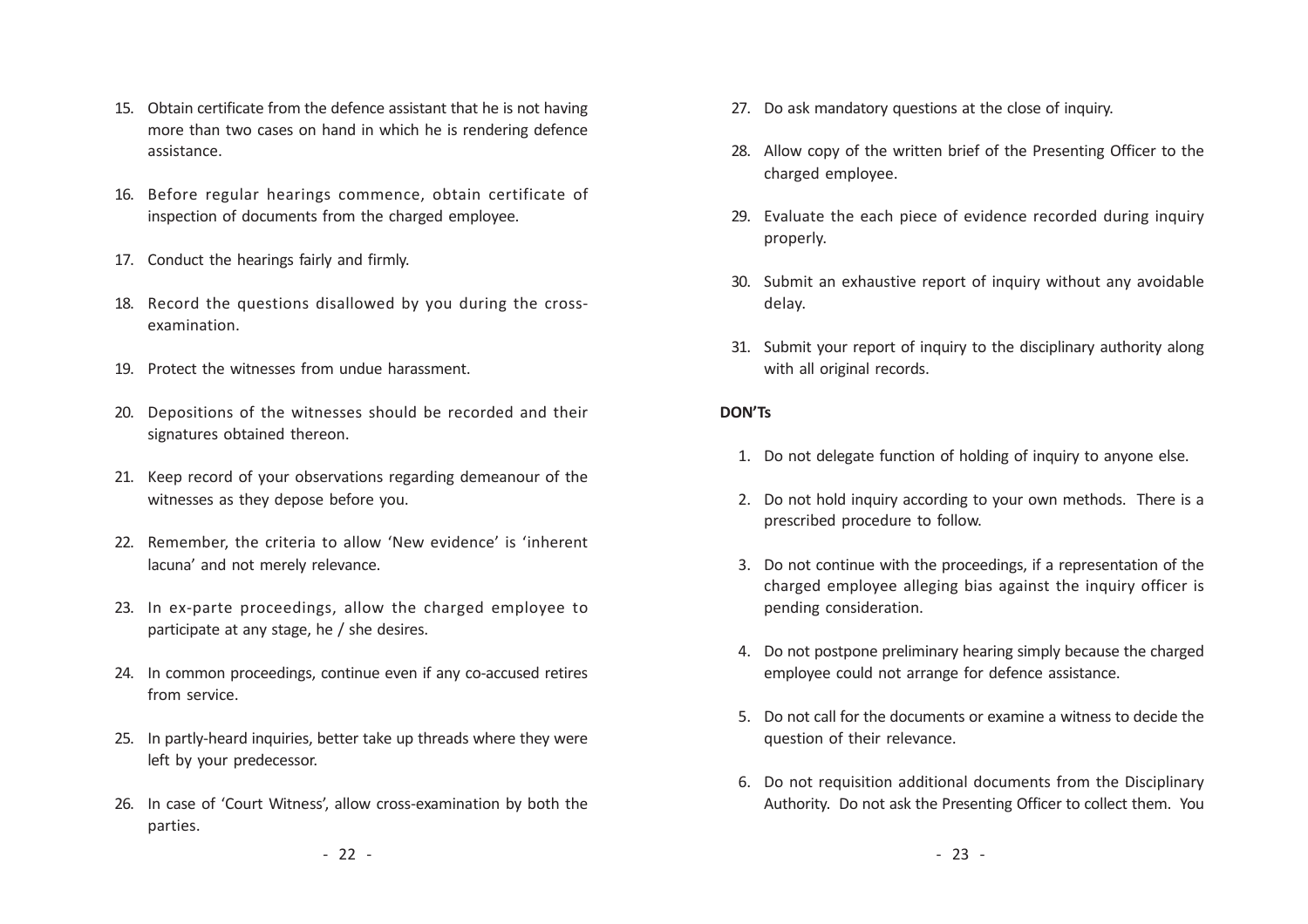15. Obtain certificate from the defence assistant that he is not having more than two cases on hand in which he is rendering defence assistance.

16. Before regular hearings commence, obtain certificate of inspection of documents from the charged employee.

17. Conduct the hearings fairly and firmly.

18. Record the questions disallowed by you during the cross-examination.

19. Protect the witnesses from undue harassment.

20. Depositions of the witnesses should be recorded and their signatures obtained thereon.

21. Keep record of your observations regarding demeanour of the witnesses as they depose before you.

22. Remember, the criteria to allow 'New evidence' is 'inherent lacuna' and not merely relevance.

23. In ex-parte proceedings, allow the charged employee to participate at any stage, he / she desires.

24. In common proceedings, continue even if any co-accused retires from service.

25. In partly-heard inquiries, better take up threads where they were left by your predecessor.

26. In case of 'Court Witness', allow cross-examination by both the parties.

27. Do ask mandatory questions at the close of inquiry.

28. Allow copy of the written brief of the Presenting Officer to the charged employee.

29. Evaluate the each piece of evidence recorded during inquiry properly.

30. Submit an exhaustive report of inquiry without any avoidable delay.

31. Submit your report of inquiry to the disciplinary authority along with all original records.

**DON'Ts**

1. Do not delegate function of holding of inquiry to anyone else.

2. Do not hold inquiry according to your own methods. There is a prescribed procedure to follow.

3. Do not continue with the proceedings, if a representation of the charged employee alleging bias against the inquiry officer is pending consideration.

4. Do not postpone preliminary hearing simply because the charged employee could not arrange for defence assistance.

5. Do not call for the documents or examine a witness to decide the question of their relevance.

6. Do not requisition additional documents from the Disciplinary Authority. Do not ask the Presenting Officer to collect them. You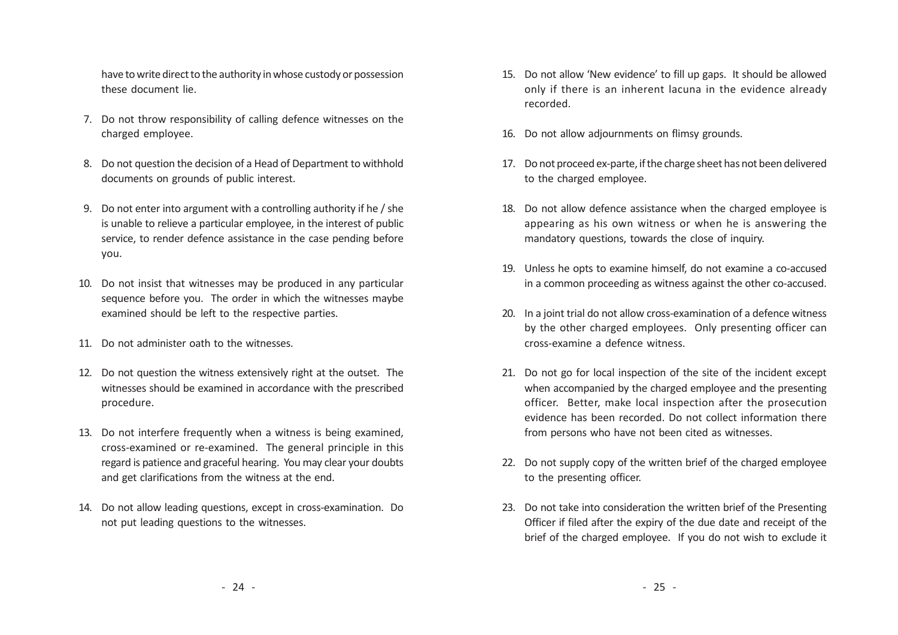have to write direct to the authority in whose custody or possession these document lie.

7. Do not throw responsibility of calling defence witnesses on the charged employee.

8. Do not question the decision of a Head of Department to withhold documents on grounds of public interest.

9. Do not enter into argument with a controlling authority if he / she is unable to relieve a particular employee, in the interest of public service, to render defence assistance in the case pending before you.

10. Do not insist that witnesses may be produced in any particular sequence before you. The order in which the witnesses maybe examined should be left to the respective parties.

11. Do not administer oath to the witnesses.

12. Do not question the witness extensively right at the outset. The witnesses should be examined in accordance with the prescribed procedure.

13. Do not interfere frequently when a witness is being examined, cross-examined or re-examined. The general principle in this regard is patience and graceful hearing. You may clear your doubts and get clarifications from the witness at the end.

14. Do not allow leading questions, except in cross-examination. Do not put leading questions to the witnesses.

15. Do not allow 'New evidence' to fill up gaps. It should be allowed only if there is an inherent lacuna in the evidence already recorded.

16. Do not allow adjournments on flimsy grounds.

17. Do not proceed ex-parte, if the charge sheet has not been delivered to the charged employee.

18. Do not allow defence assistance when the charged employee is appearing as his own witness or when he is answering the mandatory questions, towards the close of inquiry.

19. Unless he opts to examine himself, do not examine a co-accused in a common proceeding as witness against the other co-accused.

20. In a joint trial do not allow cross-examination of a defence witness by the other charged employees. Only presenting officer can cross-examine a defence witness.

21. Do not go for local inspection of the site of the incident except when accompanied by the charged employee and the presenting officer. Better, make local inspection after the prosecution evidence has been recorded. Do not collect information there from persons who have not been cited as witnesses.

22. Do not supply copy of the written brief of the charged employee to the presenting officer.

23. Do not take into consideration the written brief of the Presenting Officer if filed after the expiry of the due date and receipt of the brief of the charged employee. If you do not wish to exclude it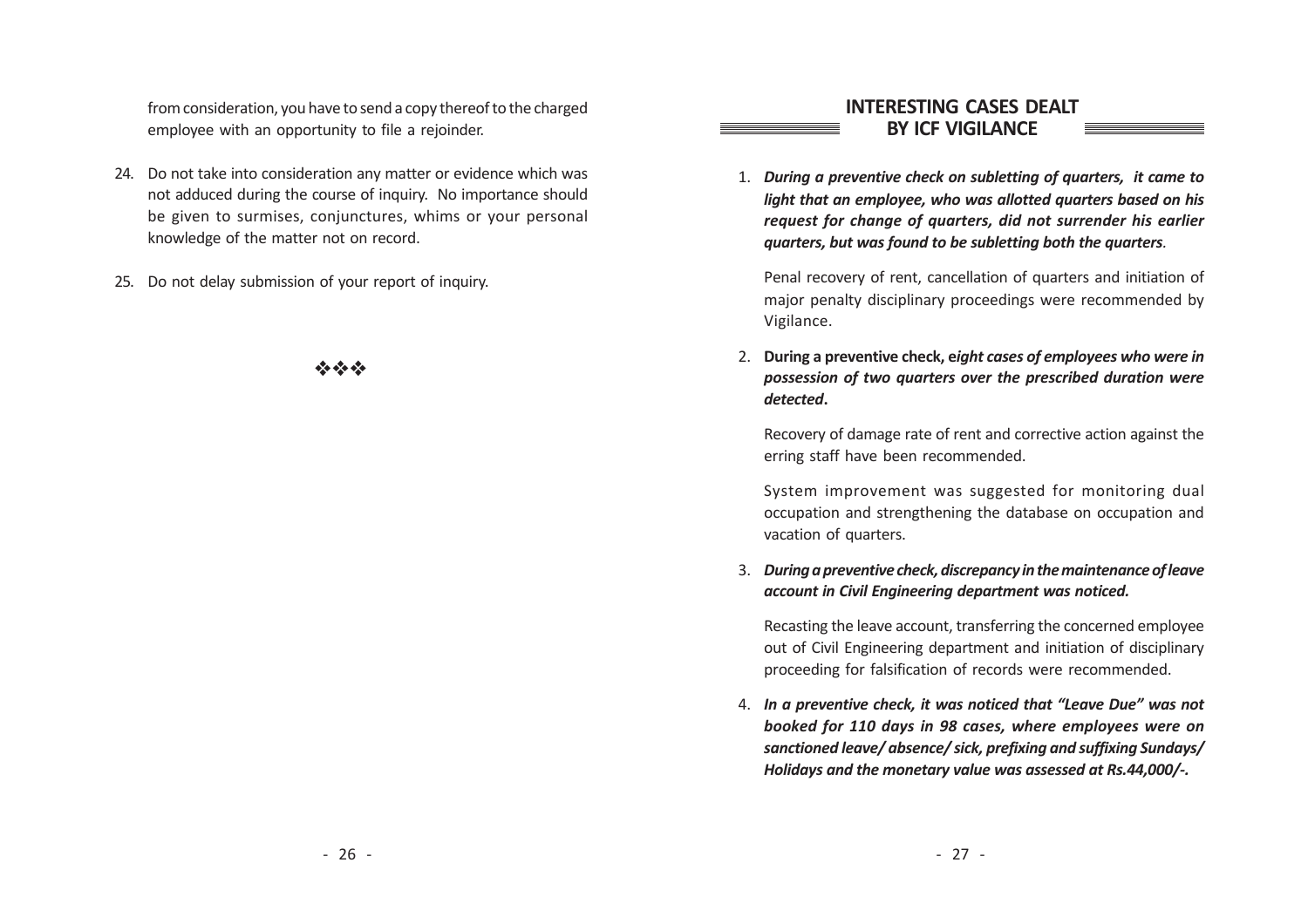from consideration, you have to send a copy thereof to the charged employee with an opportunity to file a rejoinder.

24. Do not take into consideration any matter or evidence which was not adduced during the course of inquiry. No importance should be given to surmises, conjunctures, whims or your personal knowledge of the matter not on record.

25. Do not delay submission of your report of inquiry.

❖❖❖

## INTERESTING CASES DEALT BY ICF VIGILANCE

1. ***During a preventive check on subletting of quarters, it came to light that an employee, who was allotted quarters based on his request for change of quarters, did not surrender his earlier quarters, but was found to be subletting both the quarters.***

   Penal recovery of rent, cancellation of quarters and initiation of major penalty disciplinary proceedings were recommended by Vigilance.

2. **During a preventive check, e*ight cases of employees who were in possession of two quarters over the prescribed duration were detected*.**

   Recovery of damage rate of rent and corrective action against the erring staff have been recommended.

   System improvement was suggested for monitoring dual occupation and strengthening the database on occupation and vacation of quarters.

3. ***During a preventive check, discrepancy in the maintenance of leave account in Civil Engineering department was noticed.***

   Recasting the leave account, transferring the concerned employee out of Civil Engineering department and initiation of disciplinary proceeding for falsification of records were recommended.

4. ***In a preventive check, it was noticed that "Leave Due" was not booked for 110 days in 98 cases, where employees were on sanctioned leave/ absence/ sick, prefixing and suffixing Sundays/ Holidays and the monetary value was assessed at Rs.44,000/-.***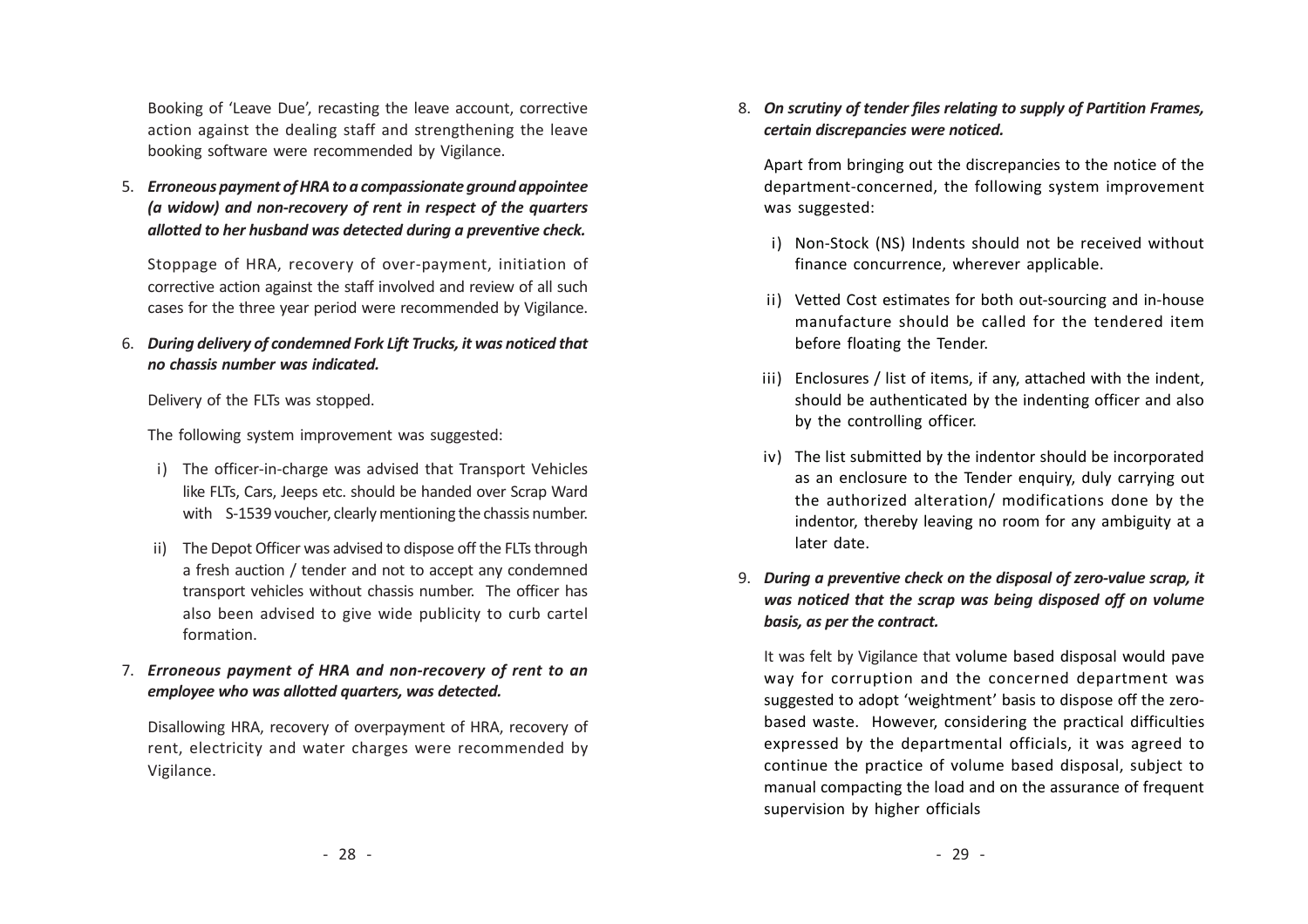Booking of 'Leave Due', recasting the leave account, corrective action against the dealing staff and strengthening the leave booking software were recommended by Vigilance.

5. ***Erroneous payment of HRA to a compassionate ground appointee (a widow) and non-recovery of rent in respect of the quarters allotted to her husband was detected during a preventive check.***

   Stoppage of HRA, recovery of over-payment, initiation of corrective action against the staff involved and review of all such cases for the three year period were recommended by Vigilance.

6. ***During delivery of condemned Fork Lift Trucks, it was noticed that no chassis number was indicated.***

   Delivery of the FLTs was stopped.

   The following system improvement was suggested:

   i) The officer-in-charge was advised that Transport Vehicles like FLTs, Cars, Jeeps etc. should be handed over Scrap Ward with S-1539 voucher, clearly mentioning the chassis number.

   ii) The Depot Officer was advised to dispose off the FLTs through a fresh auction / tender and not to accept any condemned transport vehicles without chassis number. The officer has also been advised to give wide publicity to curb cartel formation.

7. ***Erroneous payment of HRA and non-recovery of rent to an employee who was allotted quarters, was detected.***

   Disallowing HRA, recovery of overpayment of HRA, recovery of rent, electricity and water charges were recommended by Vigilance.

8. ***On scrutiny of tender files relating to supply of Partition Frames, certain discrepancies were noticed.***

   Apart from bringing out the discrepancies to the notice of the department-concerned, the following system improvement was suggested:

   i) Non-Stock (NS) Indents should not be received without finance concurrence, wherever applicable.

   ii) Vetted Cost estimates for both out-sourcing and in-house manufacture should be called for the tendered item before floating the Tender.

   iii) Enclosures / list of items, if any, attached with the indent, should be authenticated by the indenting officer and also by the controlling officer.

   iv) The list submitted by the indentor should be incorporated as an enclosure to the Tender enquiry, duly carrying out the authorized alteration/ modifications done by the indentor, thereby leaving no room for any ambiguity at a later date.

9. ***During a preventive check on the disposal of zero-value scrap, it was noticed that the scrap was being disposed off on volume basis, as per the contract.***

   It was felt by Vigilance that volume based disposal would pave way for corruption and the concerned department was suggested to adopt 'weightment' basis to dispose off the zero-based waste. However, considering the practical difficulties expressed by the departmental officials, it was agreed to continue the practice of volume based disposal, subject to manual compacting the load and on the assurance of frequent supervision by higher officials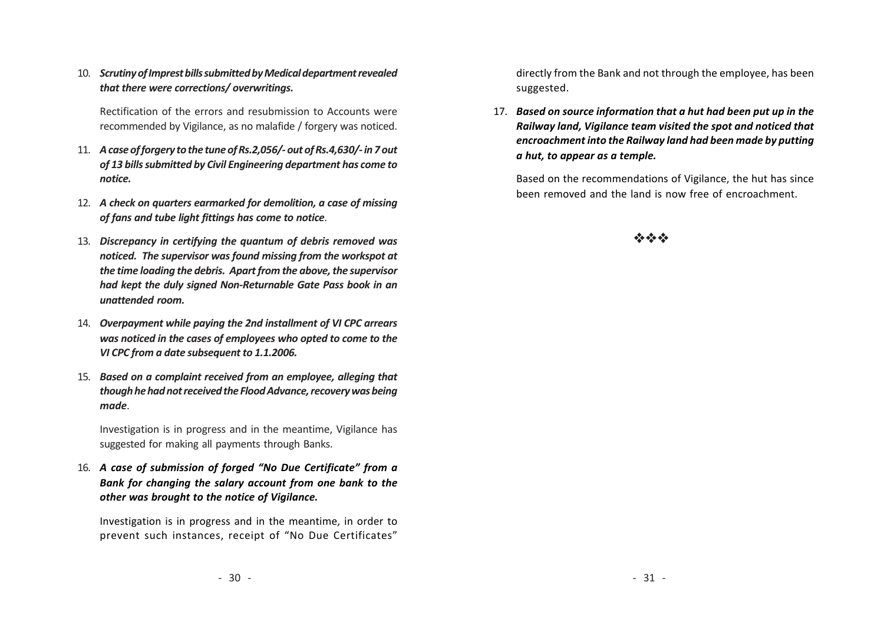10. ***Scrutiny of Imprest bills submitted by Medical department revealed that there were corrections/ overwritings.***

    Rectification of the errors and resubmission to Accounts were recommended by Vigilance, as no malafide / forgery was noticed.

11. ***A case of forgery to the tune of Rs.2,056/- out of Rs.4,630/- in 7 out of 13 bills submitted by Civil Engineering department has come to notice.***

12. ***A check on quarters earmarked for demolition, a case of missing of fans and tube light fittings has come to notice***.

13. ***Discrepancy in certifying the quantum of debris removed was noticed. The supervisor was found missing from the workspot at the time loading the debris. Apart from the above, the supervisor had kept the duly signed Non-Returnable Gate Pass book in an unattended room.***

14. ***Overpayment while paying the 2nd installment of VI CPC arrears was noticed in the cases of employees who opted to come to the VI CPC from a date subsequent to 1.1.2006.***

15. ***Based on a complaint received from an employee, alleging that though he had not received the Flood Advance, recovery was being made***.

    Investigation is in progress and in the meantime, Vigilance has suggested for making all payments through Banks.

16. ***A case of submission of forged "No Due Certificate" from a Bank for changing the salary account from one bank to the other was brought to the notice of Vigilance.***

    Investigation is in progress and in the meantime, in order to prevent such instances, receipt of "No Due Certificates" directly from the Bank and not through the employee, has been suggested.

17. ***Based on source information that a hut had been put up in the Railway land, Vigilance team visited the spot and noticed that encroachment into the Railway land had been made by putting a hut, to appear as a temple.***

    Based on the recommendations of Vigilance, the hut has since been removed and the land is now free of encroachment.

❖❖❖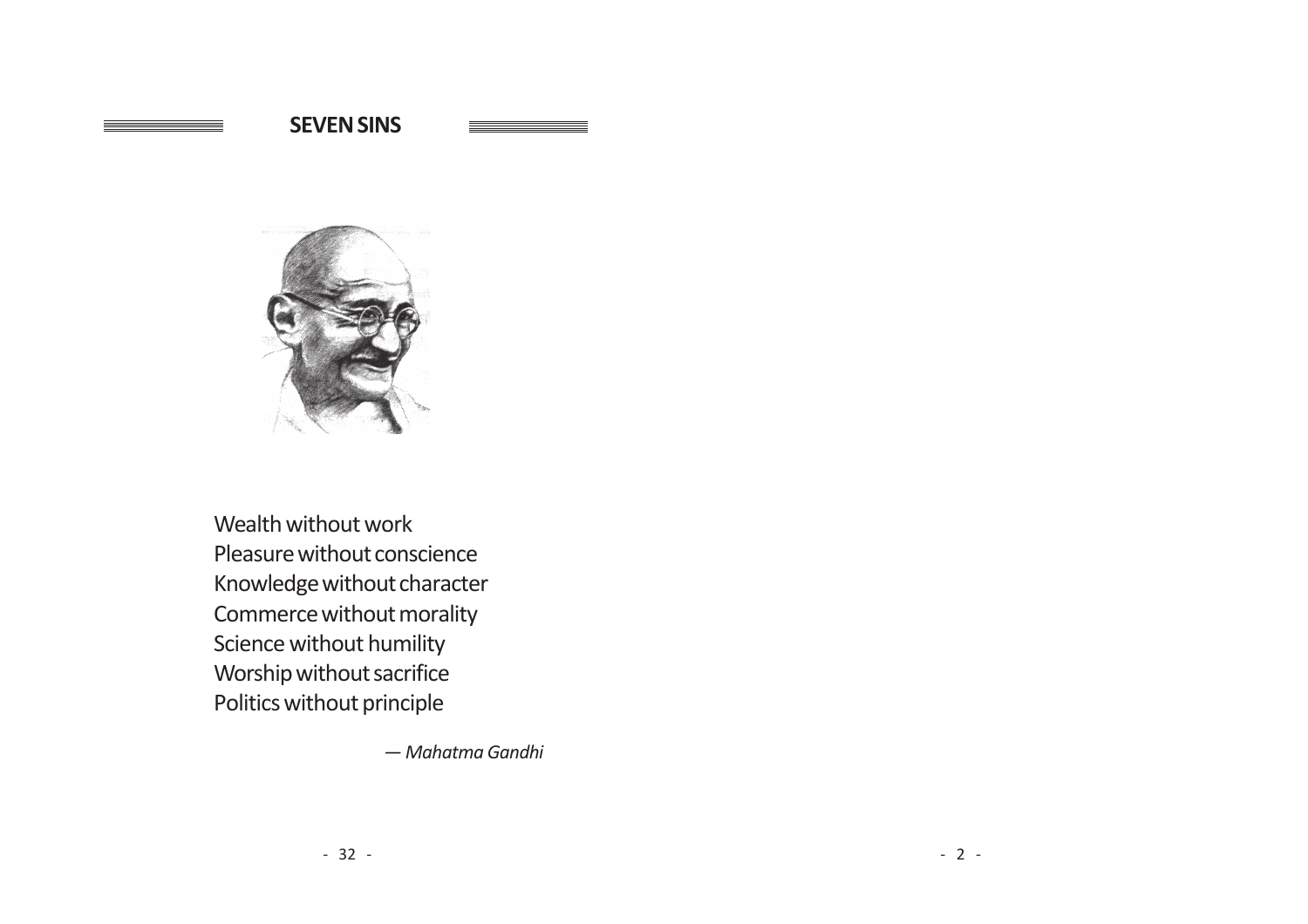## SEVEN SINS

Wealth without work
Pleasure without conscience
Knowledge without character
Commerce without morality
Science without humility
Worship without sacrifice
Politics without principle

*— Mahatma Gandhi*